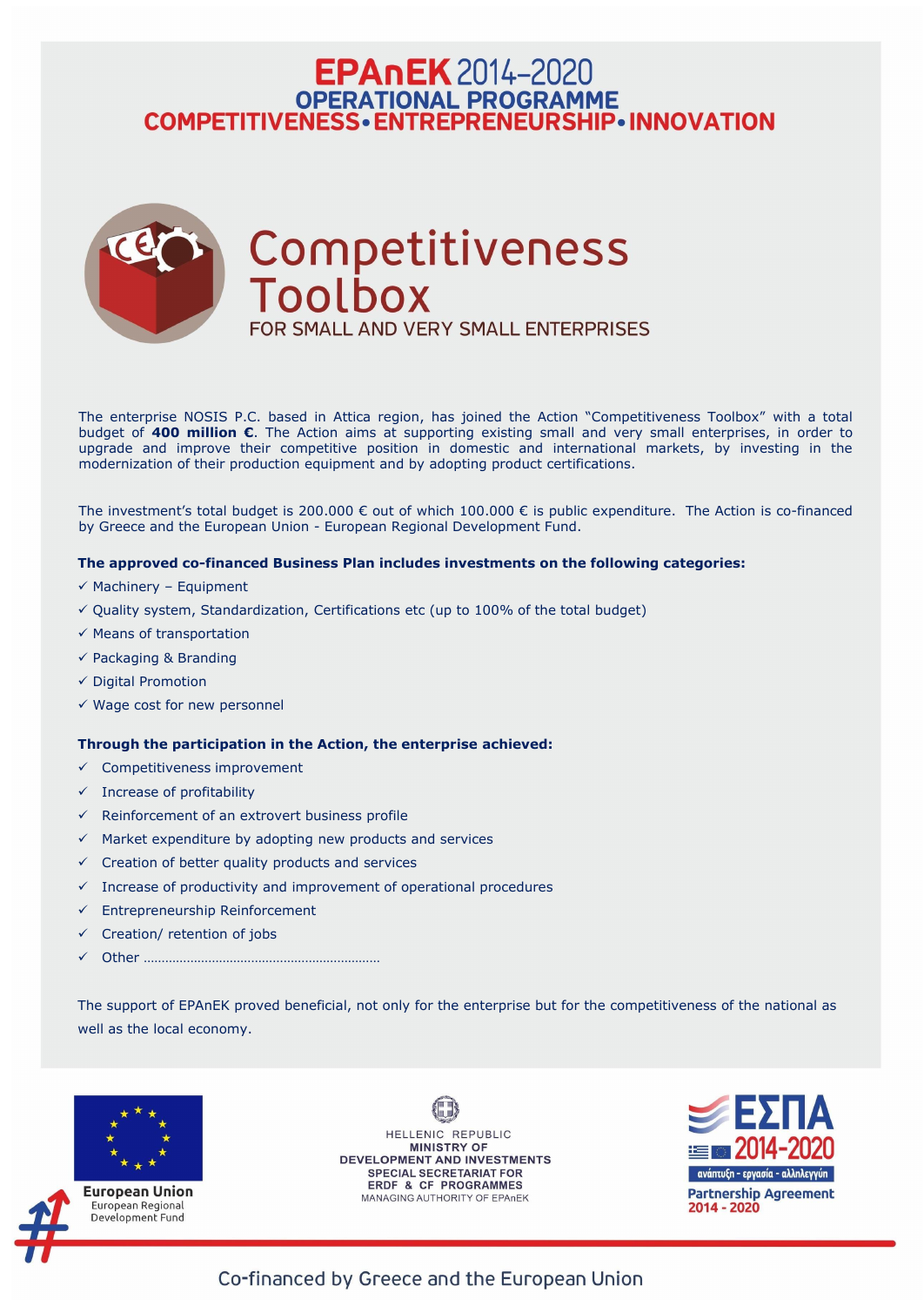# EPAnEK 2014-2020
## OPERATIONAL PROGRAMME
## COMPETITIVENESS • ENTREPRENEURSHIP • INNOVATION

# Competitiveness Toolbox
### FOR SMALL AND VERY SMALL ENTERPRISES

The enterprise NOSIS P.C. based in Attica region, has joined the Action "Competitiveness Toolbox" with a total budget of **400 million €**. The Action aims at supporting existing small and very small enterprises, in order to upgrade and improve their competitive position in domestic and international markets, by investing in the modernization of their production equipment and by adopting product certifications.

The investment's total budget is 200.000 € out of which 100.000 € is public expenditure. The Action is co-financed by Greece and the European Union - European Regional Development Fund.

**The approved co-financed Business Plan includes investments on the following categories:**

- ✓ Machinery – Equipment
- ✓ Quality system, Standardization, Certifications etc (up to 100% of the total budget)
- ✓ Means of transportation
- ✓ Packaging & Branding
- ✓ Digital Promotion
- ✓ Wage cost for new personnel

**Through the participation in the Action, the enterprise achieved:**

- ✓ Competitiveness improvement
- ✓ Increase of profitability
- ✓ Reinforcement of an extrovert business profile
- ✓ Market expenditure by adopting new products and services
- ✓ Creation of better quality products and services
- ✓ Increase of productivity and improvement of operational procedures
- ✓ Entrepreneurship Reinforcement
- ✓ Creation/ retention of jobs
- ✓ Other ………………………………………………………

The support of EPAnEK proved beneficial, not only for the enterprise but for the competitiveness of the national as well as the local economy.

European Union
European Regional Development Fund

HELLENIC REPUBLIC
MINISTRY OF DEVELOPMENT AND INVESTMENTS
SPECIAL SECRETARIAT FOR ERDF & CF PROGRAMMES
MANAGING AUTHORITY OF EPAnEK

ΕΣΠΑ 2014-2020
ανάπτυξη - εργασία - αλληλεγγύη
Partnership Agreement 2014 - 2020

Co-financed by Greece and the European Union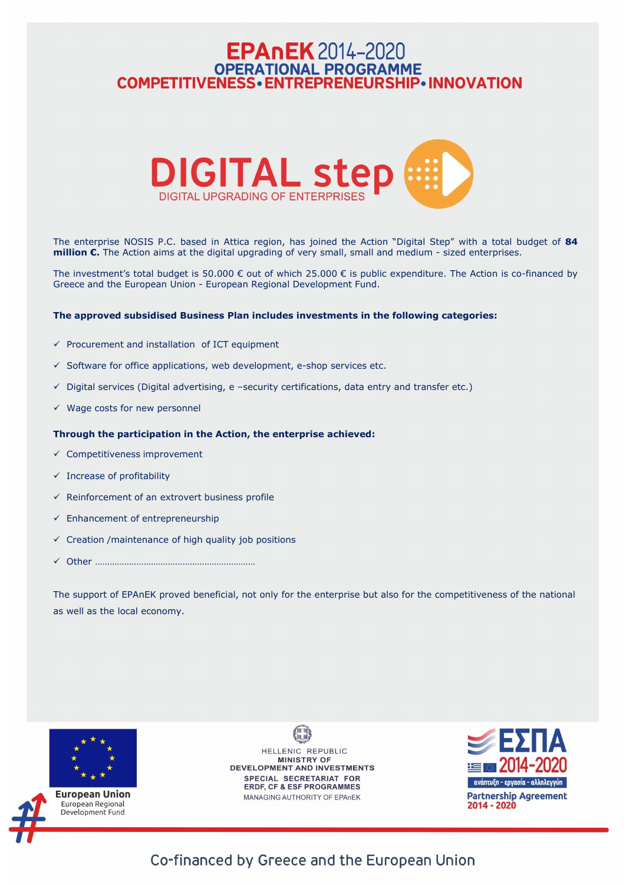# EPAnEK 2014-2020
## OPERATIONAL PROGRAMME
## COMPETITIVENESS • ENTREPRENEURSHIP • INNOVATION

# DIGITAL step
DIGITAL UPGRADING OF ENTERPRISES

The enterprise NOSIS P.C. based in Attica region, has joined the Action "Digital Step" with a total budget of **84 million €.** The Action aims at the digital upgrading of very small, small and medium - sized enterprises.

The investment's total budget is 50.000 € out of which 25.000 € is public expenditure. The Action is co-financed by Greece and the European Union - European Regional Development Fund.

**The approved subsidised Business Plan includes investments in the following categories:**

- ✓ Procurement and installation of ICT equipment
- ✓ Software for office applications, web development, e-shop services etc.
- ✓ Digital services (Digital advertising, e –security certifications, data entry and transfer etc.)
- ✓ Wage costs for new personnel

**Through the participation in the Action, the enterprise achieved:**

- ✓ Competitiveness improvement
- ✓ Increase of profitability
- ✓ Reinforcement of an extrovert business profile
- ✓ Enhancement of entrepreneurship
- ✓ Creation /maintenance of high quality job positions
- ✓ Other ……………………………………………………………

The support of EPAnEK proved beneficial, not only for the enterprise but also for the competitiveness of the national as well as the local economy.

European Union
European Regional Development Fund

HELLENIC REPUBLIC
MINISTRY OF DEVELOPMENT AND INVESTMENTS
SPECIAL SECRETARIAT FOR ERDF, CF & ESF PROGRAMMES
MANAGING AUTHORITY OF EPAnEK

ΕΣΠΑ 2014-2020
ανάπτυξη - εργασία - αλληλεγγύη
Partnership Agreement
2014 - 2020

Co-financed by Greece and the European Union